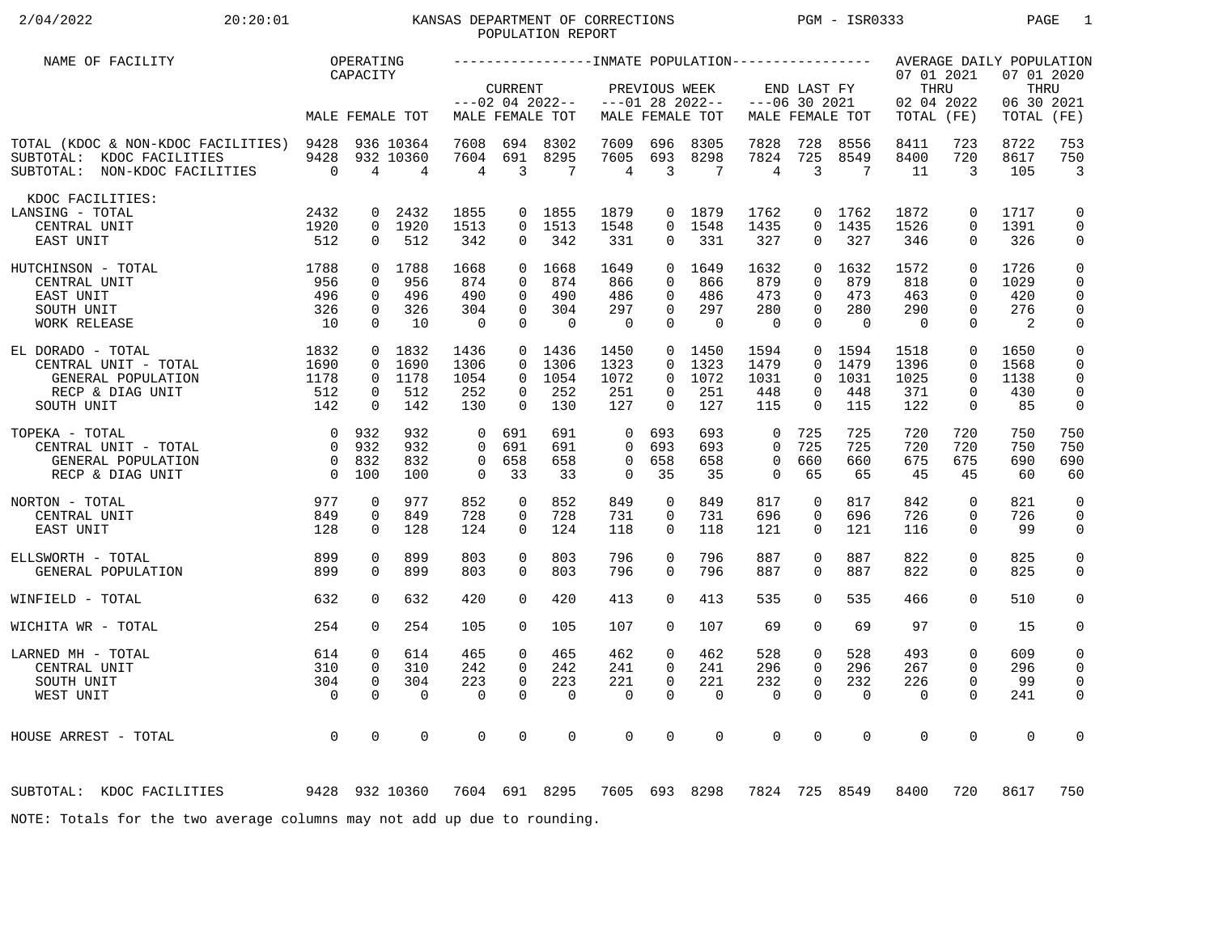KANSAS DEPARTMENT OF CORRECTIONS

POPULATION REPORT

2/04/2022 20:20:01 PGM - ISR0333

| NAME OF FACILITY | OPERATING CAPACITY | | | INMATE POPULATION | | | | | | | | | | | | AVERAGE DAILY POPULATION | | | |
|---|---|---|---|---|---|---|---|---|---|---|---|---|---|---|---|---|---|---|---|
| | | | | CURRENT ---02 04 2022-- | | | PREVIOUS WEEK ---01 28 2022-- | | | END LAST FY ---06 30 2021 | | | | | | 07 01 2021 THRU 02 04 2022 | | 07 01 2020 THRU 06 30 2021 | |
| | MALE | FEMALE | TOT | MALE | FEMALE | TOT | MALE | FEMALE | TOT | MALE | FEMALE | TOT | | | | TOTAL | (FE) | TOTAL | (FE) |
| TOTAL (KDOC & NON-KDOC FACILITIES) | 9428 | 936 | 10364 | 7608 | 694 | 8302 | 7609 | 696 | 8305 | 7828 | 728 | 8556 | | | | 8411 | 723 | 8722 | 753 |
| SUBTOTAL: KDOC FACILITIES | 9428 | 932 | 10360 | 7604 | 691 | 8295 | 7605 | 693 | 8298 | 7824 | 725 | 8549 | | | | 8400 | 720 | 8617 | 750 |
| SUBTOTAL: NON-KDOC FACILITIES | 0 | 4 | 4 | 4 | 3 | 7 | 4 | 3 | 7 | 4 | 3 | 7 | | | | 11 | 3 | 105 | 3 |
| KDOC FACILITIES: | | | | | | | | | | | | | | | | | | | |
| LANSING - TOTAL | 2432 | 0 | 2432 | 1855 | 0 | 1855 | 1879 | 0 | 1879 | 1762 | 0 | 1762 | | | | 1872 | 0 | 1717 | 0 |
| CENTRAL UNIT | 1920 | 0 | 1920 | 1513 | 0 | 1513 | 1548 | 0 | 1548 | 1435 | 0 | 1435 | | | | 1526 | 0 | 1391 | 0 |
| EAST UNIT | 512 | 0 | 512 | 342 | 0 | 342 | 331 | 0 | 331 | 327 | 0 | 327 | | | | 346 | 0 | 326 | 0 |
| HUTCHINSON - TOTAL | 1788 | 0 | 1788 | 1668 | 0 | 1668 | 1649 | 0 | 1649 | 1632 | 0 | 1632 | | | | 1572 | 0 | 1726 | 0 |
| CENTRAL UNIT | 956 | 0 | 956 | 874 | 0 | 874 | 866 | 0 | 866 | 879 | 0 | 879 | | | | 818 | 0 | 1029 | 0 |
| EAST UNIT | 496 | 0 | 496 | 490 | 0 | 490 | 486 | 0 | 486 | 473 | 0 | 473 | | | | 463 | 0 | 420 | 0 |
| SOUTH UNIT | 326 | 0 | 326 | 304 | 0 | 304 | 297 | 0 | 297 | 280 | 0 | 280 | | | | 290 | 0 | 276 | 0 |
| WORK RELEASE | 10 | 0 | 10 | 0 | 0 | 0 | 0 | 0 | 0 | 0 | 0 | 0 | | | | 0 | 0 | 2 | 0 |
| EL DORADO - TOTAL | 1832 | 0 | 1832 | 1436 | 0 | 1436 | 1450 | 0 | 1450 | 1594 | 0 | 1594 | | | | 1518 | 0 | 1650 | 0 |
| CENTRAL UNIT - TOTAL | 1690 | 0 | 1690 | 1306 | 0 | 1306 | 1323 | 0 | 1323 | 1479 | 0 | 1479 | | | | 1396 | 0 | 1568 | 0 |
| GENERAL POPULATION | 1178 | 0 | 1178 | 1054 | 0 | 1054 | 1072 | 0 | 1072 | 1031 | 0 | 1031 | | | | 1025 | 0 | 1138 | 0 |
| RECP & DIAG UNIT | 512 | 0 | 512 | 252 | 0 | 252 | 251 | 0 | 251 | 448 | 0 | 448 | | | | 371 | 0 | 430 | 0 |
| SOUTH UNIT | 142 | 0 | 142 | 130 | 0 | 130 | 127 | 0 | 127 | 115 | 0 | 115 | | | | 122 | 0 | 85 | 0 |
| TOPEKA - TOTAL | 0 | 932 | 932 | 0 | 691 | 691 | 0 | 693 | 693 | 0 | 725 | 725 | | | | 720 | 720 | 750 | 750 |
| CENTRAL UNIT - TOTAL | 0 | 932 | 932 | 0 | 691 | 691 | 0 | 693 | 693 | 0 | 725 | 725 | | | | 720 | 720 | 750 | 750 |
| GENERAL POPULATION | 0 | 832 | 832 | 0 | 658 | 658 | 0 | 658 | 658 | 0 | 660 | 660 | | | | 675 | 675 | 690 | 690 |
| RECP & DIAG UNIT | 0 | 100 | 100 | 0 | 33 | 33 | 0 | 35 | 35 | 0 | 65 | 65 | | | | 45 | 45 | 60 | 60 |
| NORTON - TOTAL | 977 | 0 | 977 | 852 | 0 | 852 | 849 | 0 | 849 | 817 | 0 | 817 | | | | 842 | 0 | 821 | 0 |
| CENTRAL UNIT | 849 | 0 | 849 | 728 | 0 | 728 | 731 | 0 | 731 | 696 | 0 | 696 | | | | 726 | 0 | 726 | 0 |
| EAST UNIT | 128 | 0 | 128 | 124 | 0 | 124 | 118 | 0 | 118 | 121 | 0 | 121 | | | | 116 | 0 | 99 | 0 |
| ELLSWORTH - TOTAL | 899 | 0 | 899 | 803 | 0 | 803 | 796 | 0 | 796 | 887 | 0 | 887 | | | | 822 | 0 | 825 | 0 |
| GENERAL POPULATION | 899 | 0 | 899 | 803 | 0 | 803 | 796 | 0 | 796 | 887 | 0 | 887 | | | | 822 | 0 | 825 | 0 |
| WINFIELD - TOTAL | 632 | 0 | 632 | 420 | 0 | 420 | 413 | 0 | 413 | 535 | 0 | 535 | | | | 466 | 0 | 510 | 0 |
| WICHITA WR - TOTAL | 254 | 0 | 254 | 105 | 0 | 105 | 107 | 0 | 107 | 69 | 0 | 69 | | | | 97 | 0 | 15 | 0 |
| LARNED MH - TOTAL | 614 | 0 | 614 | 465 | 0 | 465 | 462 | 0 | 462 | 528 | 0 | 528 | | | | 493 | 0 | 609 | 0 |
| CENTRAL UNIT | 310 | 0 | 310 | 242 | 0 | 242 | 241 | 0 | 241 | 296 | 0 | 296 | | | | 267 | 0 | 296 | 0 |
| SOUTH UNIT | 304 | 0 | 304 | 223 | 0 | 223 | 221 | 0 | 221 | 232 | 0 | 232 | | | | 226 | 0 | 99 | 0 |
| WEST UNIT | 0 | 0 | 0 | 0 | 0 | 0 | 0 | 0 | 0 | 0 | 0 | 0 | | | | 0 | 0 | 241 | 0 |
| HOUSE ARREST - TOTAL | 0 | 0 | 0 | 0 | 0 | 0 | 0 | 0 | 0 | 0 | 0 | 0 | | | | 0 | 0 | 0 | 0 |
| SUBTOTAL: KDOC FACILITIES | 9428 | 932 | 10360 | 7604 | 691 | 8295 | 7605 | 693 | 8298 | 7824 | 725 | 8549 | | | | 8400 | 720 | 8617 | 750 |

NOTE: Totals for the two average columns may not add up due to rounding.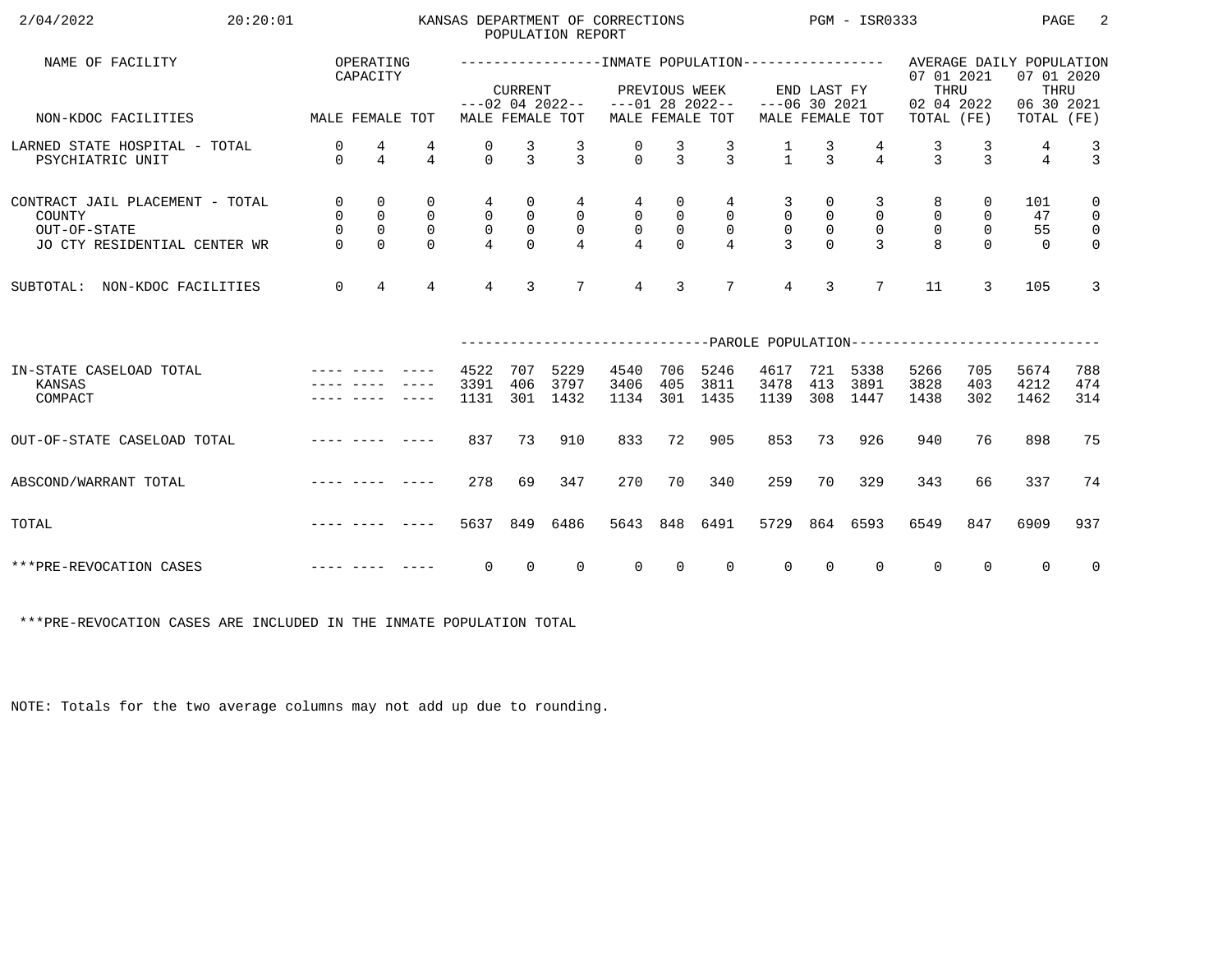# KANSAS DEPARTMENT OF CORRECTIONS
## POPULATION REPORT

2/04/2022 20:20:01 PGM - ISR0333

| NAME OF FACILITY | OPERATING CAPACITY | | | INMATE POPULATION | | | | | | | | | AVERAGE DAILY POPULATION | | | |
|---|---|---|---|---|---|---|---|---|---|---|---|---|---|---|---|---|
| | | | | CURRENT ---02 04 2022-- | | | PREVIOUS WEEK ---01 28 2022-- | | | END LAST FY ---06 30 2021 | | | 07 01 2021 THRU 02 04 2022 | | 07 01 2020 THRU 06 30 2021 | |
| NON-KDOC FACILITIES | MALE | FEMALE | TOT | MALE | FEMALE | TOT | MALE | FEMALE | TOT | MALE | FEMALE | TOT | TOTAL | (FE) | TOTAL | (FE) |
| LARNED STATE HOSPITAL - TOTAL | 0 | 4 | 4 | 0 | 3 | 3 | 0 | 3 | 3 | 1 | 3 | 4 | 3 | 3 | 4 | 3 |
| PSYCHIATRIC UNIT | 0 | 4 | 4 | 0 | 3 | 3 | 0 | 3 | 3 | 1 | 3 | 4 | 3 | 3 | 4 | 3 |
| CONTRACT JAIL PLACEMENT - TOTAL | 0 | 0 | 0 | 4 | 0 | 4 | 4 | 0 | 4 | 3 | 0 | 3 | 8 | 0 | 101 | 0 |
| COUNTY | 0 | 0 | 0 | 0 | 0 | 0 | 0 | 0 | 0 | 0 | 0 | 0 | 0 | 0 | 47 | 0 |
| OUT-OF-STATE | 0 | 0 | 0 | 0 | 0 | 0 | 0 | 0 | 0 | 0 | 0 | 0 | 0 | 0 | 55 | 0 |
| JO CTY RESIDENTIAL CENTER WR | 0 | 0 | 0 | 4 | 0 | 4 | 4 | 0 | 4 | 3 | 0 | 3 | 8 | 0 | 0 | 0 |
| SUBTOTAL: NON-KDOC FACILITIES | 0 | 4 | 4 | 4 | 3 | 7 | 4 | 3 | 7 | 4 | 3 | 7 | 11 | 3 | 105 | 3 |

| | OPERATING CAPACITY | | | PAROLE POPULATION | | | | | | | | | | | | |
|---|---|---|---|---|---|---|---|---|---|---|---|---|---|---|---|---|
| IN-STATE CASELOAD TOTAL | ---- | ---- | ---- | 4522 | 707 | 5229 | 4540 | 706 | 5246 | 4617 | 721 | 5338 | 5266 | 705 | 5674 | 788 |
| KANSAS | ---- | ---- | ---- | 3391 | 406 | 3797 | 3406 | 405 | 3811 | 3478 | 413 | 3891 | 3828 | 403 | 4212 | 474 |
| COMPACT | ---- | ---- | ---- | 1131 | 301 | 1432 | 1134 | 301 | 1435 | 1139 | 308 | 1447 | 1438 | 302 | 1462 | 314 |
| OUT-OF-STATE CASELOAD TOTAL | ---- | ---- | ---- | 837 | 73 | 910 | 833 | 72 | 905 | 853 | 73 | 926 | 940 | 76 | 898 | 75 |
| ABSCOND/WARRANT TOTAL | ---- | ---- | ---- | 278 | 69 | 347 | 270 | 70 | 340 | 259 | 70 | 329 | 343 | 66 | 337 | 74 |
| TOTAL | ---- | ---- | ---- | 5637 | 849 | 6486 | 5643 | 848 | 6491 | 5729 | 864 | 6593 | 6549 | 847 | 6909 | 937 |
| ***PRE-REVOCATION CASES | ---- | ---- | ---- | 0 | 0 | 0 | 0 | 0 | 0 | 0 | 0 | 0 | 0 | 0 | 0 | 0 |

***PRE-REVOCATION CASES ARE INCLUDED IN THE INMATE POPULATION TOTAL

NOTE: Totals for the two average columns may not add up due to rounding.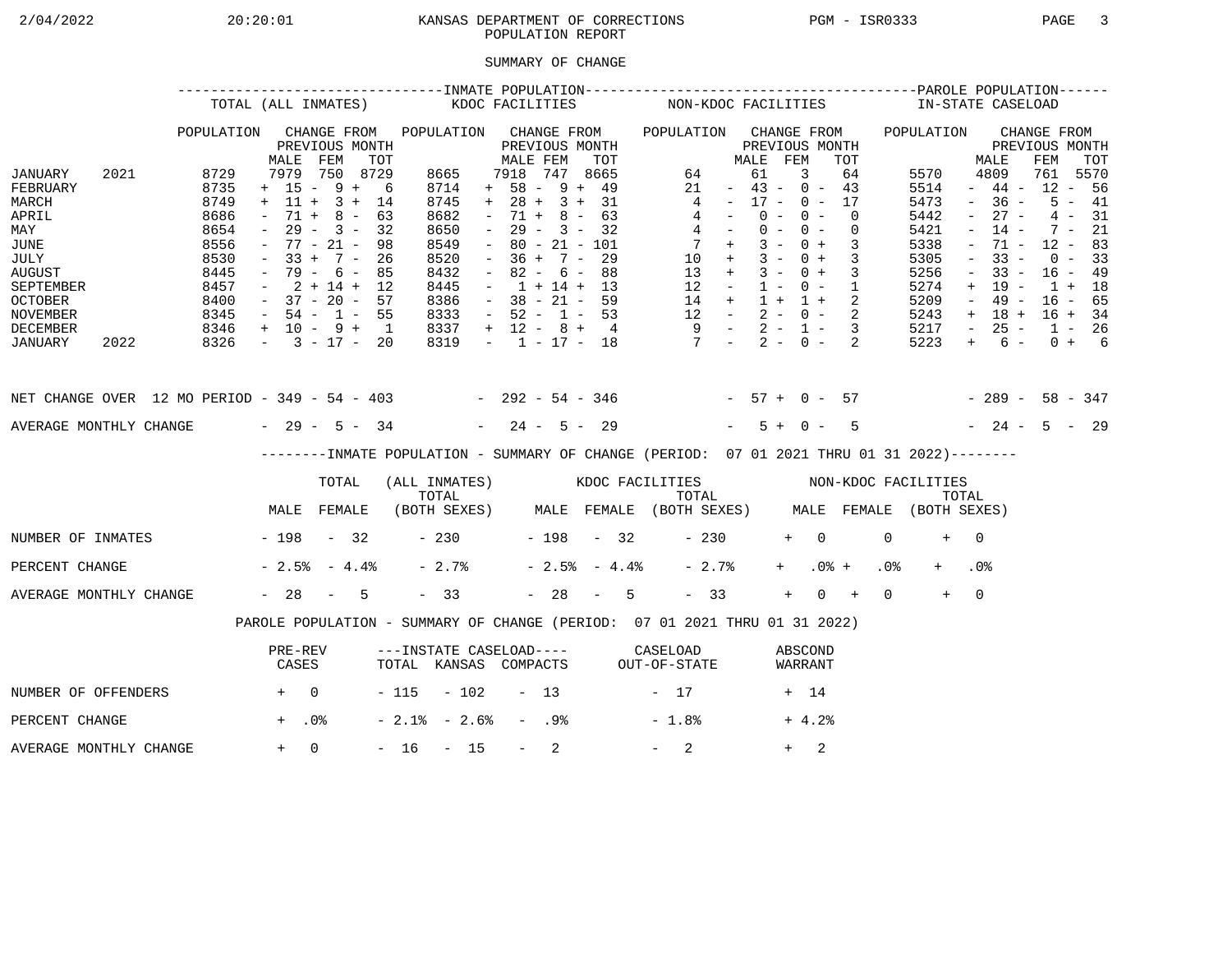# KANSAS DEPARTMENT OF CORRECTIONS
## POPULATION REPORT

2/04/2022 20:20:01 PGM - ISR0333

### SUMMARY OF CHANGE

| | | INMATE POPULATION | | | | | | | | | | | | PAROLE POPULATION | | | |
|---|---|---|---|---|---|---|---|---|---|---|---|---|---|---|---|---|---|
| | | TOTAL (ALL INMATES) | | | | KDOC FACILITIES | | | | NON-KDOC FACILITIES | | | | IN-STATE CASELOAD | | | |
| | | POPULATION | CHANGE FROM PREVIOUS MONTH | | | POPULATION | CHANGE FROM PREVIOUS MONTH | | | POPULATION | CHANGE FROM PREVIOUS MONTH | | | POPULATION | CHANGE FROM PREVIOUS MONTH | | |
| | | | MALE | FEM | TOT | | MALE | FEM | TOT | | MALE | FEM | TOT | | MALE | FEM | TOT |
| JANUARY | 2021 | 8729 | 7979 | 750 | 8729 | 8665 | 7918 | 747 | 8665 | 64 | 61 | 3 | 64 | 5570 | 4809 | 761 | 5570 |
| FEBRUARY | | 8735 | + 15 | - 9 | + 6 | 8714 | + 58 | - 9 | + 49 | 21 | - 43 | - 0 | - 43 | 5514 | - 44 | - 12 | - 56 |
| MARCH | | 8749 | + 11 | + 3 | + 14 | 8745 | + 28 | + 3 | + 31 | 4 | - 17 | - 0 | - 17 | 5473 | - 36 | - 5 | - 41 |
| APRIL | | 8686 | - 71 | + 8 | - 63 | 8682 | - 71 | + 8 | - 63 | 4 | - 0 | - 0 | - 0 | 5442 | - 27 | - 4 | - 31 |
| MAY | | 8654 | - 29 | - 3 | - 32 | 8650 | - 29 | - 3 | - 32 | 4 | - 0 | - 0 | - 0 | 5421 | - 14 | - 7 | - 21 |
| JUNE | | 8556 | - 77 | - 21 | - 98 | 8549 | - 80 | - 21 | - 101 | 7 | + 3 | - 0 | + 3 | 5338 | - 71 | - 12 | - 83 |
| JULY | | 8530 | - 33 | + 7 | - 26 | 8520 | - 36 | + 7 | - 29 | 10 | + 3 | - 0 | + 3 | 5305 | - 33 | - 0 | - 33 |
| AUGUST | | 8445 | - 79 | - 6 | - 85 | 8432 | - 82 | - 6 | - 88 | 13 | + 3 | - 0 | + 3 | 5256 | - 33 | - 16 | - 49 |
| SEPTEMBER | | 8457 | - 2 | + 14 | + 12 | 8445 | - 1 | + 14 | + 13 | 12 | - 1 | - 0 | - 1 | 5274 | + 19 | - 1 | + 18 |
| OCTOBER | | 8400 | - 37 | - 20 | - 57 | 8386 | - 38 | - 21 | - 59 | 14 | + 1 | + 1 | + 2 | 5209 | - 49 | - 16 | - 65 |
| NOVEMBER | | 8345 | - 54 | - 1 | - 55 | 8333 | - 52 | - 1 | - 53 | 12 | - 2 | - 0 | - 2 | 5243 | + 18 | + 16 | + 34 |
| DECEMBER | | 8346 | + 10 | - 9 | + 1 | 8337 | + 12 | - 8 | + 4 | 9 | - 2 | - 1 | - 3 | 5217 | - 25 | - 1 | - 26 |
| JANUARY | 2022 | 8326 | - 3 | - 17 | - 20 | 8319 | - 1 | - 17 | - 18 | 7 | - 2 | - 0 | - 2 | 5223 | + 6 | - 0 | + 6 |
| NET CHANGE OVER 12 MO PERIOD | | | - 349 | - 54 | - 403 | | - 292 | - 54 | - 346 | | - 57 | + 0 | - 57 | | - 289 | - 58 | - 347 |
| AVERAGE MONTHLY CHANGE | | | - 29 | - 5 | - 34 | | - 24 | - 5 | - 29 | | - 5 | + 0 | - 5 | | - 24 | - 5 | - 29 |

### INMATE POPULATION - SUMMARY OF CHANGE (PERIOD: 07 01 2021 THRU 01 31 2022)

| | TOTAL (ALL INMATES) | | | KDOC FACILITIES | | | NON-KDOC FACILITIES | | |
|---|---|---|---|---|---|---|---|---|---|
| | MALE | FEMALE | TOTAL (BOTH SEXES) | MALE | FEMALE | TOTAL (BOTH SEXES) | MALE | FEMALE | TOTAL (BOTH SEXES) |
| NUMBER OF INMATES | - 198 | - 32 | - 230 | - 198 | - 32 | - 230 | + 0 | 0 | + 0 |
| PERCENT CHANGE | - 2.5% | - 4.4% | - 2.7% | - 2.5% | - 4.4% | - 2.7% | + .0% | + .0% | + .0% |
| AVERAGE MONTHLY CHANGE | - 28 | - 5 | - 33 | - 28 | - 5 | - 33 | + 0 | + 0 | + 0 |

### PAROLE POPULATION - SUMMARY OF CHANGE (PERIOD: 07 01 2021 THRU 01 31 2022)

| | PRE-REV CASES | INSTATE CASELOAD TOTAL | INSTATE CASELOAD KANSAS | INSTATE CASELOAD COMPACTS | CASELOAD OUT-OF-STATE | ABSCOND WARRANT |
|---|---|---|---|---|---|---|
| NUMBER OF OFFENDERS | + 0 | - 115 | - 102 | - 13 | - 17 | + 14 |
| PERCENT CHANGE | + .0% | - 2.1% | - 2.6% | - .9% | - 1.8% | + 4.2% |
| AVERAGE MONTHLY CHANGE | + 0 | - 16 | - 15 | - 2 | - 2 | + 2 |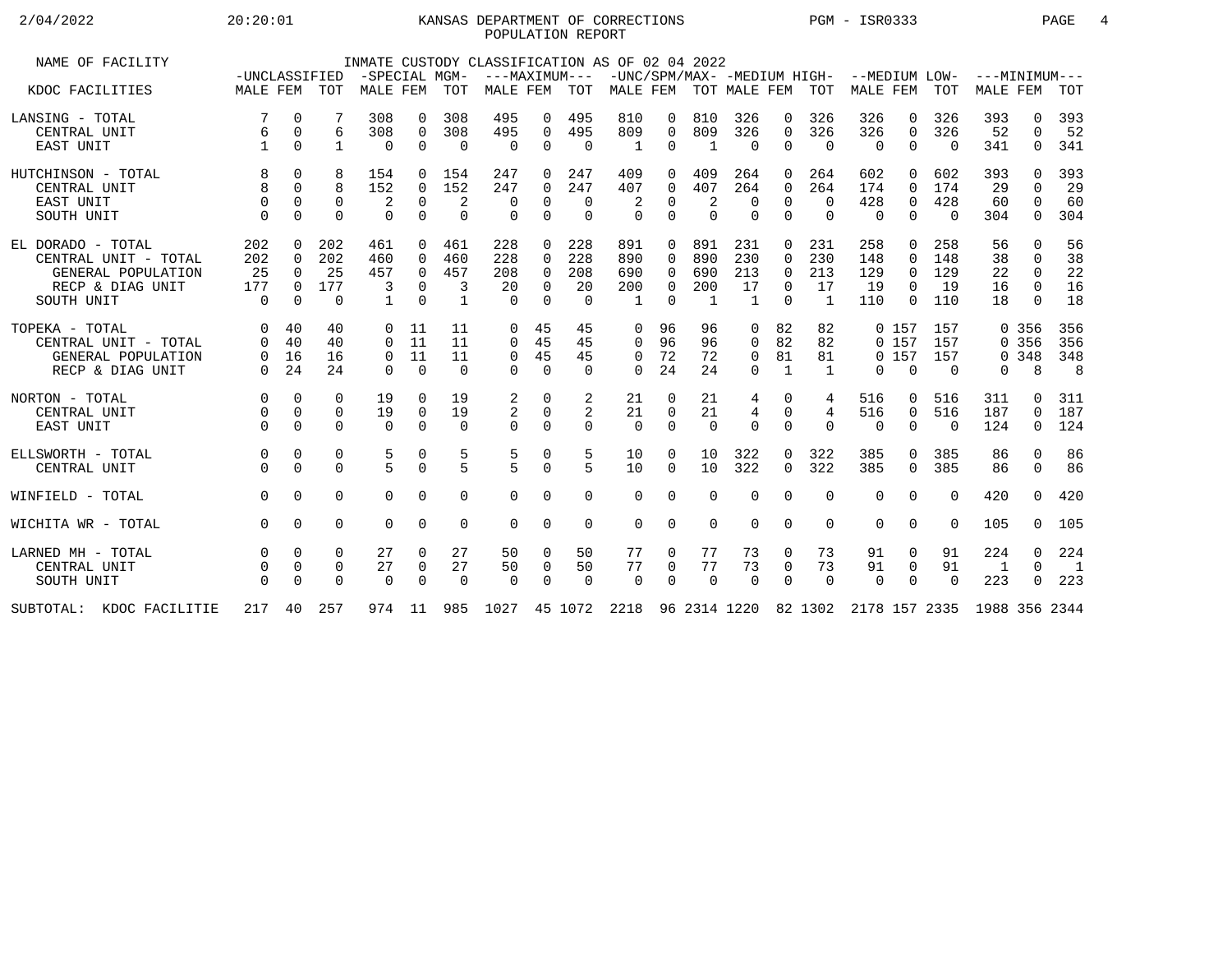# KANSAS DEPARTMENT OF CORRECTIONS
## POPULATION REPORT

2/04/2022 20:20:01 PGM - ISR0333

INMATE CUSTODY CLASSIFICATION AS OF 02 04 2022

| NAME OF FACILITY | -UNCLASSIFIED | | | -SPECIAL MGM- | | | ---MAXIMUM--- | | | -UNC/SPM/MAX- | | | -MEDIUM HIGH- | | | --MEDIUM LOW- | | | ---MINIMUM--- | | |
|---|---|---|---|---|---|---|---|---|---|---|---|---|---|---|---|---|---|---|---|---|---|
| KDOC FACILITIES | MALE | FEM | TOT | MALE | FEM | TOT | MALE | FEM | TOT | MALE | FEM | TOT | MALE | FEM | TOT | MALE | FEM | TOT | MALE | FEM | TOT |
| LANSING - TOTAL | 7 | 0 | 7 | 308 | 0 | 308 | 495 | 0 | 495 | 810 | 0 | 810 | 326 | 0 | 326 | 326 | 0 | 326 | 393 | 0 | 393 |
| CENTRAL UNIT | 6 | 0 | 6 | 308 | 0 | 308 | 495 | 0 | 495 | 809 | 0 | 809 | 326 | 0 | 326 | 326 | 0 | 326 | 52 | 0 | 52 |
| EAST UNIT | 1 | 0 | 1 | 0 | 0 | 0 | 0 | 0 | 0 | 1 | 0 | 1 | 0 | 0 | 0 | 0 | 0 | 0 | 341 | 0 | 341 |
| HUTCHINSON - TOTAL | 8 | 0 | 8 | 154 | 0 | 154 | 247 | 0 | 247 | 409 | 0 | 409 | 264 | 0 | 264 | 602 | 0 | 602 | 393 | 0 | 393 |
| CENTRAL UNIT | 8 | 0 | 8 | 152 | 0 | 152 | 247 | 0 | 247 | 407 | 0 | 407 | 264 | 0 | 264 | 174 | 0 | 174 | 29 | 0 | 29 |
| EAST UNIT | 0 | 0 | 0 | 2 | 0 | 2 | 0 | 0 | 0 | 2 | 0 | 2 | 0 | 0 | 0 | 428 | 0 | 428 | 60 | 0 | 60 |
| SOUTH UNIT | 0 | 0 | 0 | 0 | 0 | 0 | 0 | 0 | 0 | 0 | 0 | 0 | 0 | 0 | 0 | 0 | 0 | 0 | 304 | 0 | 304 |
| EL DORADO - TOTAL | 202 | 0 | 202 | 461 | 0 | 461 | 228 | 0 | 228 | 891 | 0 | 891 | 231 | 0 | 231 | 258 | 0 | 258 | 56 | 0 | 56 |
| CENTRAL UNIT - TOTAL | 202 | 0 | 202 | 460 | 0 | 460 | 228 | 0 | 228 | 890 | 0 | 890 | 230 | 0 | 230 | 148 | 0 | 148 | 38 | 0 | 38 |
| GENERAL POPULATION | 25 | 0 | 25 | 457 | 0 | 457 | 208 | 0 | 208 | 690 | 0 | 690 | 213 | 0 | 213 | 129 | 0 | 129 | 22 | 0 | 22 |
| RECP & DIAG UNIT | 177 | 0 | 177 | 3 | 0 | 3 | 20 | 0 | 20 | 200 | 0 | 200 | 17 | 0 | 17 | 19 | 0 | 19 | 16 | 0 | 16 |
| SOUTH UNIT | 0 | 0 | 0 | 1 | 0 | 1 | 0 | 0 | 0 | 1 | 0 | 1 | 1 | 0 | 1 | 110 | 0 | 110 | 18 | 0 | 18 |
| TOPEKA - TOTAL | 0 | 40 | 40 | 0 | 11 | 11 | 0 | 45 | 45 | 0 | 96 | 96 | 0 | 82 | 82 | 0 | 157 | 157 | 0 | 356 | 356 |
| CENTRAL UNIT - TOTAL | 0 | 40 | 40 | 0 | 11 | 11 | 0 | 45 | 45 | 0 | 96 | 96 | 0 | 82 | 82 | 0 | 157 | 157 | 0 | 356 | 356 |
| GENERAL POPULATION | 0 | 16 | 16 | 0 | 11 | 11 | 0 | 45 | 45 | 0 | 72 | 72 | 0 | 81 | 81 | 0 | 157 | 157 | 0 | 348 | 348 |
| RECP & DIAG UNIT | 0 | 24 | 24 | 0 | 0 | 0 | 0 | 0 | 0 | 0 | 24 | 24 | 0 | 1 | 1 | 0 | 0 | 0 | 0 | 8 | 8 |
| NORTON - TOTAL | 0 | 0 | 0 | 19 | 0 | 19 | 2 | 0 | 2 | 21 | 0 | 21 | 4 | 0 | 4 | 516 | 0 | 516 | 311 | 0 | 311 |
| CENTRAL UNIT | 0 | 0 | 0 | 19 | 0 | 19 | 2 | 0 | 2 | 21 | 0 | 21 | 4 | 0 | 4 | 516 | 0 | 516 | 187 | 0 | 187 |
| EAST UNIT | 0 | 0 | 0 | 0 | 0 | 0 | 0 | 0 | 0 | 0 | 0 | 0 | 0 | 0 | 0 | 0 | 0 | 0 | 124 | 0 | 124 |
| ELLSWORTH - TOTAL | 0 | 0 | 0 | 5 | 0 | 5 | 5 | 0 | 5 | 10 | 0 | 10 | 322 | 0 | 322 | 385 | 0 | 385 | 86 | 0 | 86 |
| CENTRAL UNIT | 0 | 0 | 0 | 5 | 0 | 5 | 5 | 0 | 5 | 10 | 0 | 10 | 322 | 0 | 322 | 385 | 0 | 385 | 86 | 0 | 86 |
| WINFIELD - TOTAL | 0 | 0 | 0 | 0 | 0 | 0 | 0 | 0 | 0 | 0 | 0 | 0 | 0 | 0 | 0 | 0 | 0 | 0 | 420 | 0 | 420 |
| WICHITA WR - TOTAL | 0 | 0 | 0 | 0 | 0 | 0 | 0 | 0 | 0 | 0 | 0 | 0 | 0 | 0 | 0 | 0 | 0 | 0 | 105 | 0 | 105 |
| LARNED MH - TOTAL | 0 | 0 | 0 | 27 | 0 | 27 | 50 | 0 | 50 | 77 | 0 | 77 | 73 | 0 | 73 | 91 | 0 | 91 | 224 | 0 | 224 |
| CENTRAL UNIT | 0 | 0 | 0 | 27 | 0 | 27 | 50 | 0 | 50 | 77 | 0 | 77 | 73 | 0 | 73 | 91 | 0 | 91 | 1 | 0 | 1 |
| SOUTH UNIT | 0 | 0 | 0 | 0 | 0 | 0 | 0 | 0 | 0 | 0 | 0 | 0 | 0 | 0 | 0 | 0 | 0 | 0 | 223 | 0 | 223 |
| SUBTOTAL: KDOC FACILITIE | 217 | 40 | 257 | 974 | 11 | 985 | 1027 | 45 | 1072 | 2218 | 96 | 2314 | 1220 | 82 | 1302 | 2178 | 157 | 2335 | 1988 | 356 | 2344 |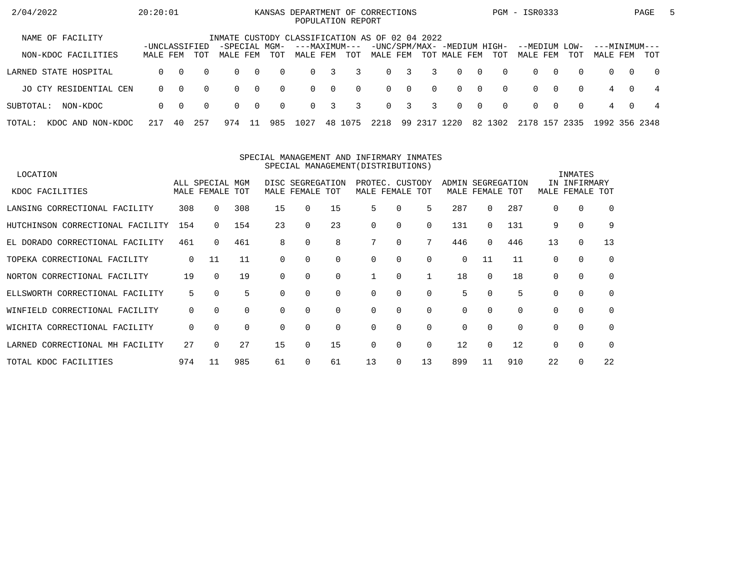KANSAS DEPARTMENT OF CORRECTIONS
POPULATION REPORT

INMATE CUSTODY CLASSIFICATION AS OF 02 04 2022

| NAME OF FACILITY | -UNCLASSIFIED | | | -SPECIAL MGM- | | | ---MAXIMUM--- | | | -UNC/SPM/MAX- | | | -MEDIUM HIGH- | | | --MEDIUM LOW- | | | ---MINIMUM--- | | |
|---|---|---|---|---|---|---|---|---|---|---|---|---|---|---|---|---|---|---|---|---|---|
| NON-KDOC FACILITIES | MALE | FEM | TOT | MALE | FEM | TOT | MALE | FEM | TOT | MALE | FEM | TOT | MALE | FEM | TOT | MALE | FEM | TOT | MALE | FEM | TOT |
| LARNED STATE HOSPITAL | 0 | 0 | 0 | 0 | 0 | 0 | 0 | 3 | 3 | 0 | 3 | 3 | 0 | 0 | 0 | 0 | 0 | 0 | 0 | 0 | 0 |
| JO CTY RESIDENTIAL CEN | 0 | 0 | 0 | 0 | 0 | 0 | 0 | 0 | 0 | 0 | 0 | 0 | 0 | 0 | 0 | 0 | 0 | 0 | 4 | 0 | 4 |
| SUBTOTAL: NON-KDOC | 0 | 0 | 0 | 0 | 0 | 0 | 0 | 3 | 3 | 0 | 3 | 3 | 0 | 0 | 0 | 0 | 0 | 0 | 4 | 0 | 4 |
| TOTAL: KDOC AND NON-KDOC | 217 | 40 | 257 | 974 | 11 | 985 | 1027 | 48 | 1075 | 2218 | 99 | 2317 | 1220 | 82 | 1302 | 2178 | 157 | 2335 | 1992 | 356 | 2348 |

SPECIAL MANAGEMENT AND INFIRMARY INMATES
SPECIAL MANAGEMENT(DISTRIBUTIONS)

| LOCATION | ALL SPECIAL MGM | | | DISC SEGREGATION | | | PROTEC. CUSTODY | | | ADMIN SEGREGATION | | | INMATES IN INFIRMARY | | |
|---|---|---|---|---|---|---|---|---|---|---|---|---|---|---|---|
| KDOC FACILITIES | MALE | FEMALE | TOT | MALE | FEMALE | TOT | MALE | FEMALE | TOT | MALE | FEMALE | TOT | MALE | FEMALE | TOT |
| LANSING CORRECTIONAL FACILITY | 308 | 0 | 308 | 15 | 0 | 15 | 5 | 0 | 5 | 287 | 0 | 287 | 0 | 0 | 0 |
| HUTCHINSON CORRECTIONAL FACILITY | 154 | 0 | 154 | 23 | 0 | 23 | 0 | 0 | 0 | 131 | 0 | 131 | 9 | 0 | 9 |
| EL DORADO CORRECTIONAL FACILITY | 461 | 0 | 461 | 8 | 0 | 8 | 7 | 0 | 7 | 446 | 0 | 446 | 13 | 0 | 13 |
| TOPEKA CORRECTIONAL FACILITY | 0 | 11 | 11 | 0 | 0 | 0 | 0 | 0 | 0 | 0 | 11 | 11 | 0 | 0 | 0 |
| NORTON CORRECTIONAL FACILITY | 19 | 0 | 19 | 0 | 0 | 0 | 1 | 0 | 1 | 18 | 0 | 18 | 0 | 0 | 0 |
| ELLSWORTH CORRECTIONAL FACILITY | 5 | 0 | 5 | 0 | 0 | 0 | 0 | 0 | 0 | 5 | 0 | 5 | 0 | 0 | 0 |
| WINFIELD CORRECTIONAL FACILITY | 0 | 0 | 0 | 0 | 0 | 0 | 0 | 0 | 0 | 0 | 0 | 0 | 0 | 0 | 0 |
| WICHITA CORRECTIONAL FACILITY | 0 | 0 | 0 | 0 | 0 | 0 | 0 | 0 | 0 | 0 | 0 | 0 | 0 | 0 | 0 |
| LARNED CORRECTIONAL MH FACILITY | 27 | 0 | 27 | 15 | 0 | 15 | 0 | 0 | 0 | 12 | 0 | 12 | 0 | 0 | 0 |
| TOTAL KDOC FACILITIES | 974 | 11 | 985 | 61 | 0 | 61 | 13 | 0 | 13 | 899 | 11 | 910 | 22 | 0 | 22 |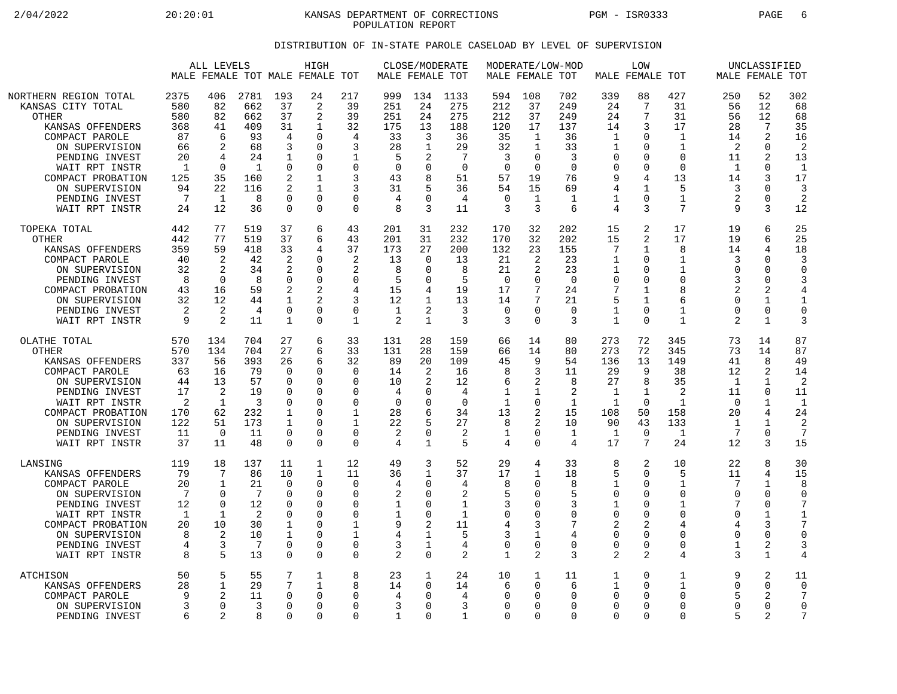KANSAS DEPARTMENT OF CORRECTIONS
POPULATION REPORT

PGM - ISR0333

## DISTRIBUTION OF IN-STATE PAROLE CASELOAD BY LEVEL OF SUPERVISION

| | ALL LEVELS | | | HIGH | | | CLOSE/MODERATE | | | MODERATE/LOW-MOD | | | LOW | | | UNCLASSIFIED | | |
|---|---|---|---|---|---|---|---|---|---|---|---|---|---|---|---|---|---|---|
| | MALE | FEMALE | TOT | MALE | FEMALE | TOT | MALE | FEMALE | TOT | MALE | FEMALE | TOT | MALE | FEMALE | TOT | MALE | FEMALE | TOT |
| NORTHERN REGION TOTAL | 2375 | 406 | 2781 | 193 | 24 | 217 | 999 | 134 | 1133 | 594 | 108 | 702 | 339 | 88 | 427 | 250 | 52 | 302 |
| KANSAS CITY TOTAL | 580 | 82 | 662 | 37 | 2 | 39 | 251 | 24 | 275 | 212 | 37 | 249 | 24 | 7 | 31 | 56 | 12 | 68 |
| OTHER | 580 | 82 | 662 | 37 | 2 | 39 | 251 | 24 | 275 | 212 | 37 | 249 | 24 | 7 | 31 | 56 | 12 | 68 |
| KANSAS OFFENDERS | 368 | 41 | 409 | 31 | 1 | 32 | 175 | 13 | 188 | 120 | 17 | 137 | 14 | 3 | 17 | 28 | 7 | 35 |
| COMPACT PAROLE | 87 | 6 | 93 | 4 | 0 | 4 | 33 | 3 | 36 | 35 | 1 | 36 | 1 | 0 | 1 | 14 | 2 | 16 |
| ON SUPERVISION | 66 | 2 | 68 | 3 | 0 | 3 | 28 | 1 | 29 | 32 | 1 | 33 | 1 | 0 | 1 | 2 | 0 | 2 |
| PENDING INVEST | 20 | 4 | 24 | 1 | 0 | 1 | 5 | 2 | 7 | 3 | 0 | 3 | 0 | 0 | 0 | 11 | 2 | 13 |
| WAIT RPT INSTR | 1 | 0 | 1 | 0 | 0 | 0 | 0 | 0 | 0 | 0 | 0 | 0 | 0 | 0 | 0 | 1 | 0 | 1 |
| COMPACT PROBATION | 125 | 35 | 160 | 2 | 1 | 3 | 43 | 8 | 51 | 57 | 19 | 76 | 9 | 4 | 13 | 14 | 3 | 17 |
| ON SUPERVISION | 94 | 22 | 116 | 2 | 1 | 3 | 31 | 5 | 36 | 54 | 15 | 69 | 4 | 1 | 5 | 3 | 0 | 3 |
| PENDING INVEST | 7 | 1 | 8 | 0 | 0 | 0 | 4 | 0 | 4 | 0 | 1 | 1 | 1 | 0 | 1 | 2 | 0 | 2 |
| WAIT RPT INSTR | 24 | 12 | 36 | 0 | 0 | 0 | 8 | 3 | 11 | 3 | 3 | 6 | 4 | 3 | 7 | 9 | 3 | 12 |
| TOPEKA TOTAL | 442 | 77 | 519 | 37 | 6 | 43 | 201 | 31 | 232 | 170 | 32 | 202 | 15 | 2 | 17 | 19 | 6 | 25 |
| OTHER | 442 | 77 | 519 | 37 | 6 | 43 | 201 | 31 | 232 | 170 | 32 | 202 | 15 | 2 | 17 | 19 | 6 | 25 |
| KANSAS OFFENDERS | 359 | 59 | 418 | 33 | 4 | 37 | 173 | 27 | 200 | 132 | 23 | 155 | 7 | 1 | 8 | 14 | 4 | 18 |
| COMPACT PAROLE | 40 | 2 | 42 | 2 | 0 | 2 | 13 | 0 | 13 | 21 | 2 | 23 | 1 | 0 | 1 | 3 | 0 | 3 |
| ON SUPERVISION | 32 | 2 | 34 | 2 | 0 | 2 | 8 | 0 | 8 | 21 | 2 | 23 | 1 | 0 | 1 | 0 | 0 | 0 |
| PENDING INVEST | 8 | 0 | 8 | 0 | 0 | 0 | 5 | 0 | 5 | 0 | 0 | 0 | 0 | 0 | 0 | 3 | 0 | 3 |
| COMPACT PROBATION | 43 | 16 | 59 | 2 | 2 | 4 | 15 | 4 | 19 | 17 | 7 | 24 | 7 | 1 | 8 | 2 | 2 | 4 |
| ON SUPERVISION | 32 | 12 | 44 | 1 | 2 | 3 | 12 | 1 | 13 | 14 | 7 | 21 | 5 | 1 | 6 | 0 | 1 | 1 |
| PENDING INVEST | 2 | 2 | 4 | 0 | 0 | 0 | 1 | 2 | 3 | 0 | 0 | 0 | 1 | 0 | 1 | 0 | 0 | 0 |
| WAIT RPT INSTR | 9 | 2 | 11 | 1 | 0 | 1 | 2 | 1 | 3 | 3 | 0 | 3 | 1 | 0 | 1 | 2 | 1 | 3 |
| OLATHE TOTAL | 570 | 134 | 704 | 27 | 6 | 33 | 131 | 28 | 159 | 66 | 14 | 80 | 273 | 72 | 345 | 73 | 14 | 87 |
| OTHER | 570 | 134 | 704 | 27 | 6 | 33 | 131 | 28 | 159 | 66 | 14 | 80 | 273 | 72 | 345 | 73 | 14 | 87 |
| KANSAS OFFENDERS | 337 | 56 | 393 | 26 | 6 | 32 | 89 | 20 | 109 | 45 | 9 | 54 | 136 | 13 | 149 | 41 | 8 | 49 |
| COMPACT PAROLE | 63 | 16 | 79 | 0 | 0 | 0 | 14 | 2 | 16 | 8 | 3 | 11 | 29 | 9 | 38 | 12 | 2 | 14 |
| ON SUPERVISION | 44 | 13 | 57 | 0 | 0 | 0 | 10 | 2 | 12 | 6 | 2 | 8 | 27 | 8 | 35 | 1 | 1 | 2 |
| PENDING INVEST | 17 | 2 | 19 | 0 | 0 | 0 | 4 | 0 | 4 | 1 | 1 | 2 | 1 | 1 | 2 | 11 | 0 | 11 |
| WAIT RPT INSTR | 2 | 1 | 3 | 0 | 0 | 0 | 0 | 0 | 0 | 1 | 0 | 1 | 1 | 0 | 1 | 0 | 1 | 1 |
| COMPACT PROBATION | 170 | 62 | 232 | 1 | 0 | 1 | 28 | 6 | 34 | 13 | 2 | 15 | 108 | 50 | 158 | 20 | 4 | 24 |
| ON SUPERVISION | 122 | 51 | 173 | 1 | 0 | 1 | 22 | 5 | 27 | 8 | 2 | 10 | 90 | 43 | 133 | 1 | 1 | 2 |
| PENDING INVEST | 11 | 0 | 11 | 0 | 0 | 0 | 2 | 0 | 2 | 1 | 0 | 1 | 1 | 0 | 1 | 7 | 0 | 7 |
| WAIT RPT INSTR | 37 | 11 | 48 | 0 | 0 | 0 | 4 | 1 | 5 | 4 | 0 | 4 | 17 | 7 | 24 | 12 | 3 | 15 |
| LANSING | 119 | 18 | 137 | 11 | 1 | 12 | 49 | 3 | 52 | 29 | 4 | 33 | 8 | 2 | 10 | 22 | 8 | 30 |
| KANSAS OFFENDERS | 79 | 7 | 86 | 10 | 1 | 11 | 36 | 1 | 37 | 17 | 1 | 18 | 5 | 0 | 5 | 11 | 4 | 15 |
| COMPACT PAROLE | 20 | 1 | 21 | 0 | 0 | 0 | 4 | 0 | 4 | 8 | 0 | 8 | 1 | 0 | 1 | 7 | 1 | 8 |
| ON SUPERVISION | 7 | 0 | 7 | 0 | 0 | 0 | 2 | 0 | 2 | 5 | 0 | 5 | 0 | 0 | 0 | 0 | 0 | 0 |
| PENDING INVEST | 12 | 0 | 12 | 0 | 0 | 0 | 1 | 0 | 1 | 3 | 0 | 3 | 1 | 0 | 1 | 7 | 0 | 7 |
| WAIT RPT INSTR | 1 | 1 | 2 | 0 | 0 | 0 | 1 | 0 | 1 | 0 | 0 | 0 | 0 | 0 | 0 | 0 | 1 | 1 |
| COMPACT PROBATION | 20 | 10 | 30 | 1 | 0 | 1 | 9 | 2 | 11 | 4 | 3 | 7 | 2 | 2 | 4 | 4 | 3 | 7 |
| ON SUPERVISION | 8 | 2 | 10 | 1 | 0 | 1 | 4 | 1 | 5 | 3 | 1 | 4 | 0 | 0 | 0 | 0 | 0 | 0 |
| PENDING INVEST | 4 | 3 | 7 | 0 | 0 | 0 | 3 | 1 | 4 | 0 | 0 | 0 | 0 | 0 | 0 | 1 | 2 | 3 |
| WAIT RPT INSTR | 8 | 5 | 13 | 0 | 0 | 0 | 2 | 0 | 2 | 1 | 2 | 3 | 2 | 2 | 4 | 3 | 1 | 4 |
| ATCHISON | 50 | 5 | 55 | 7 | 1 | 8 | 23 | 1 | 24 | 10 | 1 | 11 | 1 | 0 | 1 | 9 | 2 | 11 |
| KANSAS OFFENDERS | 28 | 1 | 29 | 7 | 1 | 8 | 14 | 0 | 14 | 6 | 0 | 6 | 1 | 0 | 1 | 0 | 0 | 0 |
| COMPACT PAROLE | 9 | 2 | 11 | 0 | 0 | 0 | 4 | 0 | 4 | 0 | 0 | 0 | 0 | 0 | 0 | 5 | 2 | 7 |
| ON SUPERVISION | 3 | 0 | 3 | 0 | 0 | 0 | 3 | 0 | 3 | 0 | 0 | 0 | 0 | 0 | 0 | 0 | 0 | 0 |
| PENDING INVEST | 6 | 2 | 8 | 0 | 0 | 0 | 1 | 0 | 1 | 0 | 0 | 0 | 0 | 0 | 0 | 5 | 2 | 7 |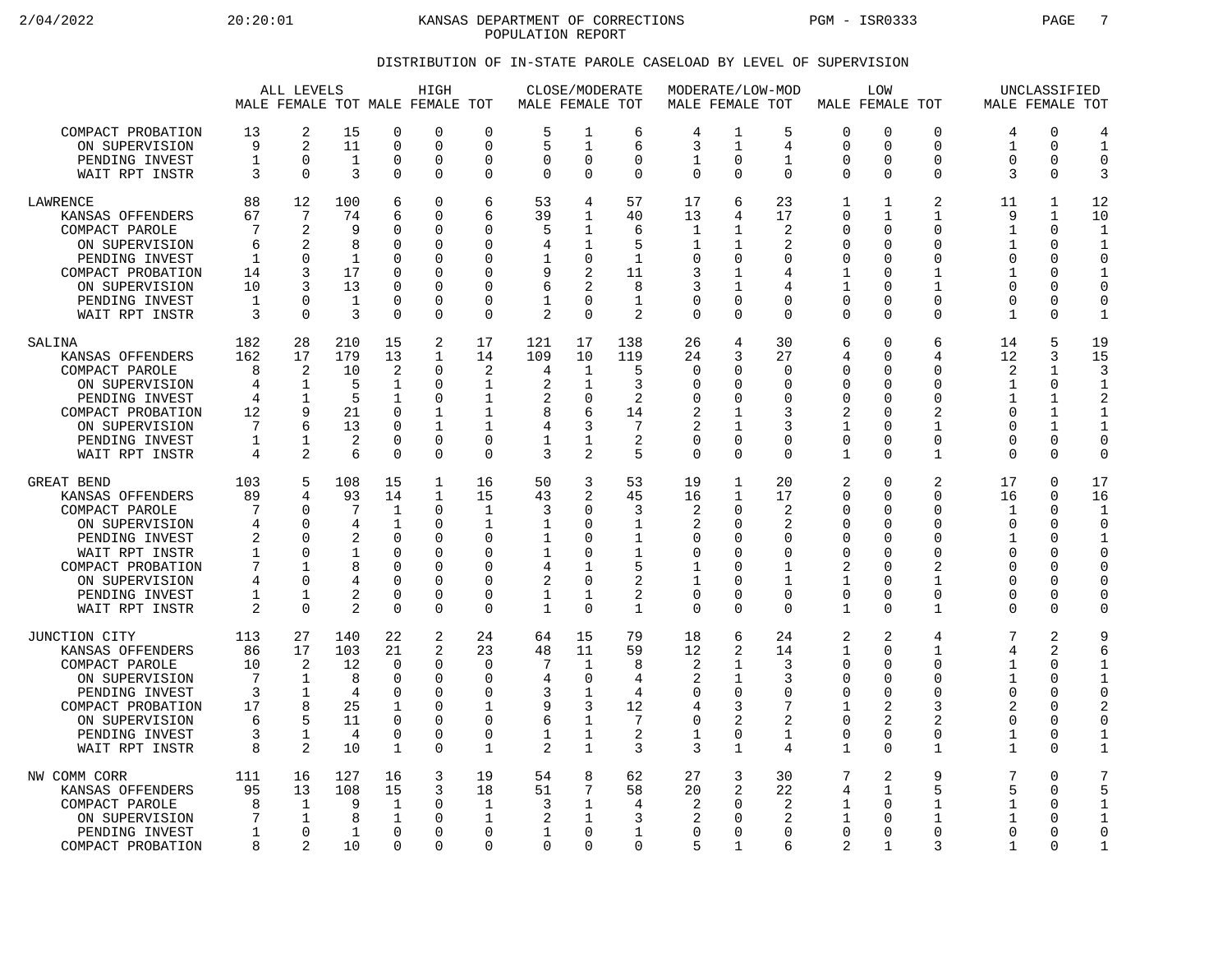KANSAS DEPARTMENT OF CORRECTIONS
POPULATION REPORT

## DISTRIBUTION OF IN-STATE PAROLE CASELOAD BY LEVEL OF SUPERVISION

| | ALL LEVELS | | | HIGH | | | CLOSE/MODERATE | | | MODERATE/LOW-MOD | | | LOW | | | UNCLASSIFIED | | |
|---|---|---|---|---|---|---|---|---|---|---|---|---|---|---|---|---|---|---|
| | MALE | FEMALE | TOT | MALE | FEMALE | TOT | MALE | FEMALE | TOT | MALE | FEMALE | TOT | MALE | FEMALE | TOT | MALE | FEMALE | TOT |
| COMPACT PROBATION | 13 | 2 | 15 | 0 | 0 | 0 | 5 | 1 | 6 | 4 | 1 | 5 | 0 | 0 | 0 | 4 | 0 | 4 |
| ON SUPERVISION | 9 | 2 | 11 | 0 | 0 | 0 | 5 | 1 | 6 | 3 | 1 | 4 | 0 | 0 | 0 | 1 | 0 | 1 |
| PENDING INVEST | 1 | 0 | 1 | 0 | 0 | 0 | 0 | 0 | 0 | 1 | 0 | 1 | 0 | 0 | 0 | 0 | 0 | 0 |
| WAIT RPT INSTR | 3 | 0 | 3 | 0 | 0 | 0 | 0 | 0 | 0 | 0 | 0 | 0 | 0 | 0 | 0 | 3 | 0 | 3 |
| LAWRENCE | 88 | 12 | 100 | 6 | 0 | 6 | 53 | 4 | 57 | 17 | 6 | 23 | 1 | 1 | 2 | 11 | 1 | 12 |
| KANSAS OFFENDERS | 67 | 7 | 74 | 6 | 0 | 6 | 39 | 1 | 40 | 13 | 4 | 17 | 0 | 1 | 1 | 9 | 1 | 10 |
| COMPACT PAROLE | 7 | 2 | 9 | 0 | 0 | 0 | 5 | 1 | 6 | 1 | 1 | 2 | 0 | 0 | 0 | 1 | 0 | 1 |
| ON SUPERVISION | 6 | 2 | 8 | 0 | 0 | 0 | 4 | 1 | 5 | 1 | 1 | 2 | 0 | 0 | 0 | 1 | 0 | 1 |
| PENDING INVEST | 1 | 0 | 1 | 0 | 0 | 0 | 1 | 0 | 1 | 0 | 0 | 0 | 0 | 0 | 0 | 0 | 0 | 0 |
| COMPACT PROBATION | 14 | 3 | 17 | 0 | 0 | 0 | 9 | 2 | 11 | 3 | 1 | 4 | 1 | 0 | 1 | 1 | 0 | 1 |
| ON SUPERVISION | 10 | 3 | 13 | 0 | 0 | 0 | 6 | 2 | 8 | 3 | 1 | 4 | 1 | 0 | 1 | 0 | 0 | 0 |
| PENDING INVEST | 1 | 0 | 1 | 0 | 0 | 0 | 1 | 0 | 1 | 0 | 0 | 0 | 0 | 0 | 0 | 0 | 0 | 0 |
| WAIT RPT INSTR | 3 | 0 | 3 | 0 | 0 | 0 | 2 | 0 | 2 | 0 | 0 | 0 | 0 | 0 | 0 | 1 | 0 | 1 |
| SALINA | 182 | 28 | 210 | 15 | 2 | 17 | 121 | 17 | 138 | 26 | 4 | 30 | 6 | 0 | 6 | 14 | 5 | 19 |
| KANSAS OFFENDERS | 162 | 17 | 179 | 13 | 1 | 14 | 109 | 10 | 119 | 24 | 3 | 27 | 4 | 0 | 4 | 12 | 3 | 15 |
| COMPACT PAROLE | 8 | 2 | 10 | 2 | 0 | 2 | 4 | 1 | 5 | 0 | 0 | 0 | 0 | 0 | 0 | 2 | 1 | 3 |
| ON SUPERVISION | 4 | 1 | 5 | 1 | 0 | 1 | 2 | 1 | 3 | 0 | 0 | 0 | 0 | 0 | 0 | 1 | 0 | 1 |
| PENDING INVEST | 4 | 1 | 5 | 1 | 0 | 1 | 2 | 0 | 2 | 0 | 0 | 0 | 0 | 0 | 0 | 1 | 1 | 2 |
| COMPACT PROBATION | 12 | 9 | 21 | 0 | 1 | 1 | 8 | 6 | 14 | 2 | 1 | 3 | 2 | 0 | 2 | 0 | 1 | 1 |
| ON SUPERVISION | 7 | 6 | 13 | 0 | 1 | 1 | 4 | 3 | 7 | 2 | 1 | 3 | 1 | 0 | 1 | 0 | 1 | 1 |
| PENDING INVEST | 1 | 1 | 2 | 0 | 0 | 0 | 1 | 1 | 2 | 0 | 0 | 0 | 0 | 0 | 0 | 0 | 0 | 0 |
| WAIT RPT INSTR | 4 | 2 | 6 | 0 | 0 | 0 | 3 | 2 | 5 | 0 | 0 | 0 | 1 | 0 | 1 | 0 | 0 | 0 |
| GREAT BEND | 103 | 5 | 108 | 15 | 1 | 16 | 50 | 3 | 53 | 19 | 1 | 20 | 2 | 0 | 2 | 17 | 0 | 17 |
| KANSAS OFFENDERS | 89 | 4 | 93 | 14 | 1 | 15 | 43 | 2 | 45 | 16 | 1 | 17 | 0 | 0 | 0 | 16 | 0 | 16 |
| COMPACT PAROLE | 7 | 0 | 7 | 1 | 0 | 1 | 3 | 0 | 3 | 2 | 0 | 2 | 0 | 0 | 0 | 1 | 0 | 1 |
| ON SUPERVISION | 4 | 0 | 4 | 1 | 0 | 1 | 1 | 0 | 1 | 2 | 0 | 2 | 0 | 0 | 0 | 0 | 0 | 0 |
| PENDING INVEST | 2 | 0 | 2 | 0 | 0 | 0 | 1 | 0 | 1 | 0 | 0 | 0 | 0 | 0 | 0 | 1 | 0 | 1 |
| WAIT RPT INSTR | 1 | 0 | 1 | 0 | 0 | 0 | 1 | 0 | 1 | 0 | 0 | 0 | 0 | 0 | 0 | 0 | 0 | 0 |
| COMPACT PROBATION | 7 | 1 | 8 | 0 | 0 | 0 | 4 | 1 | 5 | 1 | 0 | 1 | 2 | 0 | 2 | 0 | 0 | 0 |
| ON SUPERVISION | 4 | 0 | 4 | 0 | 0 | 0 | 2 | 0 | 2 | 1 | 0 | 1 | 1 | 0 | 1 | 0 | 0 | 0 |
| PENDING INVEST | 1 | 1 | 2 | 0 | 0 | 0 | 1 | 1 | 2 | 0 | 0 | 0 | 0 | 0 | 0 | 0 | 0 | 0 |
| WAIT RPT INSTR | 2 | 0 | 2 | 0 | 0 | 0 | 1 | 0 | 1 | 0 | 0 | 0 | 1 | 0 | 1 | 0 | 0 | 0 |
| JUNCTION CITY | 113 | 27 | 140 | 22 | 2 | 24 | 64 | 15 | 79 | 18 | 6 | 24 | 2 | 2 | 4 | 7 | 2 | 9 |
| KANSAS OFFENDERS | 86 | 17 | 103 | 21 | 2 | 23 | 48 | 11 | 59 | 12 | 2 | 14 | 1 | 0 | 1 | 4 | 2 | 6 |
| COMPACT PAROLE | 10 | 2 | 12 | 0 | 0 | 0 | 7 | 1 | 8 | 2 | 1 | 3 | 0 | 0 | 0 | 1 | 0 | 1 |
| ON SUPERVISION | 7 | 1 | 8 | 0 | 0 | 0 | 4 | 0 | 4 | 2 | 1 | 3 | 0 | 0 | 0 | 1 | 0 | 1 |
| PENDING INVEST | 3 | 1 | 4 | 0 | 0 | 0 | 3 | 1 | 4 | 0 | 0 | 0 | 0 | 0 | 0 | 0 | 0 | 0 |
| COMPACT PROBATION | 17 | 8 | 25 | 1 | 0 | 1 | 9 | 3 | 12 | 4 | 3 | 7 | 1 | 2 | 3 | 2 | 0 | 2 |
| ON SUPERVISION | 6 | 5 | 11 | 0 | 0 | 0 | 6 | 1 | 7 | 0 | 2 | 2 | 0 | 2 | 2 | 0 | 0 | 0 |
| PENDING INVEST | 3 | 1 | 4 | 0 | 0 | 0 | 1 | 1 | 2 | 1 | 0 | 1 | 0 | 0 | 0 | 1 | 0 | 1 |
| WAIT RPT INSTR | 8 | 2 | 10 | 1 | 0 | 1 | 2 | 1 | 3 | 3 | 1 | 4 | 1 | 0 | 1 | 1 | 0 | 1 |
| NW COMM CORR | 111 | 16 | 127 | 16 | 3 | 19 | 54 | 8 | 62 | 27 | 3 | 30 | 7 | 2 | 9 | 7 | 0 | 7 |
| KANSAS OFFENDERS | 95 | 13 | 108 | 15 | 3 | 18 | 51 | 7 | 58 | 20 | 2 | 22 | 4 | 1 | 5 | 5 | 0 | 5 |
| COMPACT PAROLE | 8 | 1 | 9 | 1 | 0 | 1 | 3 | 1 | 4 | 2 | 0 | 2 | 1 | 0 | 1 | 1 | 0 | 1 |
| ON SUPERVISION | 7 | 1 | 8 | 1 | 0 | 1 | 2 | 1 | 3 | 2 | 0 | 2 | 1 | 0 | 1 | 1 | 0 | 1 |
| PENDING INVEST | 1 | 0 | 1 | 0 | 0 | 0 | 1 | 0 | 1 | 0 | 0 | 0 | 0 | 0 | 0 | 0 | 0 | 0 |
| COMPACT PROBATION | 8 | 2 | 10 | 0 | 0 | 0 | 0 | 0 | 0 | 5 | 1 | 6 | 2 | 1 | 3 | 1 | 0 | 1 |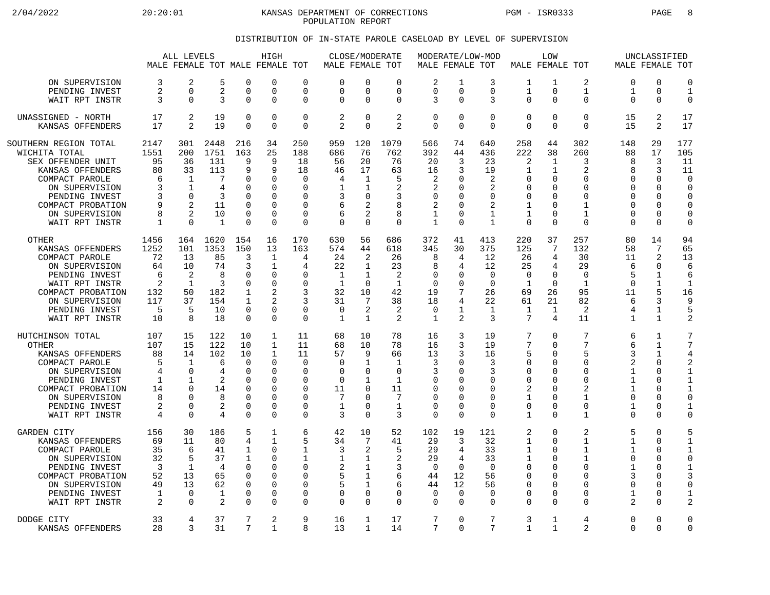KANSAS DEPARTMENT OF CORRECTIONS
POPULATION REPORT

## DISTRIBUTION OF IN-STATE PAROLE CASELOAD BY LEVEL OF SUPERVISION

| | ALL LEVELS | | | HIGH | | | CLOSE/MODERATE | | | MODERATE/LOW-MOD | | | LOW | | | UNCLASSIFIED | | |
|---|---|---|---|---|---|---|---|---|---|---|---|---|---|---|---|---|---|---|
| | MALE | FEMALE | TOT | MALE | FEMALE | TOT | MALE | FEMALE | TOT | MALE | FEMALE | TOT | MALE | FEMALE | TOT | MALE | FEMALE | TOT |
| ON SUPERVISION | 3 | 2 | 5 | 0 | 0 | 0 | 0 | 0 | 0 | 2 | 1 | 3 | 1 | 1 | 2 | 0 | 0 | 0 |
| PENDING INVEST | 2 | 0 | 2 | 0 | 0 | 0 | 0 | 0 | 0 | 0 | 0 | 0 | 1 | 0 | 1 | 1 | 0 | 1 |
| WAIT RPT INSTR | 3 | 0 | 3 | 0 | 0 | 0 | 0 | 0 | 0 | 3 | 0 | 3 | 0 | 0 | 0 | 0 | 0 | 0 |
| UNASSIGNED - NORTH | 17 | 2 | 19 | 0 | 0 | 0 | 2 | 0 | 2 | 0 | 0 | 0 | 0 | 0 | 0 | 15 | 2 | 17 |
| KANSAS OFFENDERS | 17 | 2 | 19 | 0 | 0 | 0 | 2 | 0 | 2 | 0 | 0 | 0 | 0 | 0 | 0 | 15 | 2 | 17 |
| SOUTHERN REGION TOTAL | 2147 | 301 | 2448 | 216 | 34 | 250 | 959 | 120 | 1079 | 566 | 74 | 640 | 258 | 44 | 302 | 148 | 29 | 177 |
| WICHITA TOTAL | 1551 | 200 | 1751 | 163 | 25 | 188 | 686 | 76 | 762 | 392 | 44 | 436 | 222 | 38 | 260 | 88 | 17 | 105 |
| SEX OFFENDER UNIT | 95 | 36 | 131 | 9 | 9 | 18 | 56 | 20 | 76 | 20 | 3 | 23 | 2 | 1 | 3 | 8 | 3 | 11 |
| KANSAS OFFENDERS | 80 | 33 | 113 | 9 | 9 | 18 | 46 | 17 | 63 | 16 | 3 | 19 | 1 | 1 | 2 | 8 | 3 | 11 |
| COMPACT PAROLE | 6 | 1 | 7 | 0 | 0 | 0 | 4 | 1 | 5 | 2 | 0 | 2 | 0 | 0 | 0 | 0 | 0 | 0 |
| ON SUPERVISION | 3 | 1 | 4 | 0 | 0 | 0 | 1 | 1 | 2 | 2 | 0 | 2 | 0 | 0 | 0 | 0 | 0 | 0 |
| PENDING INVEST | 3 | 0 | 3 | 0 | 0 | 0 | 3 | 0 | 3 | 0 | 0 | 0 | 0 | 0 | 0 | 0 | 0 | 0 |
| COMPACT PROBATION | 9 | 2 | 11 | 0 | 0 | 0 | 6 | 2 | 8 | 2 | 0 | 2 | 1 | 0 | 1 | 0 | 0 | 0 |
| ON SUPERVISION | 8 | 2 | 10 | 0 | 0 | 0 | 6 | 2 | 8 | 1 | 0 | 1 | 1 | 0 | 1 | 0 | 0 | 0 |
| WAIT RPT INSTR | 1 | 0 | 1 | 0 | 0 | 0 | 0 | 0 | 0 | 1 | 0 | 1 | 0 | 0 | 0 | 0 | 0 | 0 |
| OTHER | 1456 | 164 | 1620 | 154 | 16 | 170 | 630 | 56 | 686 | 372 | 41 | 413 | 220 | 37 | 257 | 80 | 14 | 94 |
| KANSAS OFFENDERS | 1252 | 101 | 1353 | 150 | 13 | 163 | 574 | 44 | 618 | 345 | 30 | 375 | 125 | 7 | 132 | 58 | 7 | 65 |
| COMPACT PAROLE | 72 | 13 | 85 | 3 | 1 | 4 | 24 | 2 | 26 | 8 | 4 | 12 | 26 | 4 | 30 | 11 | 2 | 13 |
| ON SUPERVISION | 64 | 10 | 74 | 3 | 1 | 4 | 22 | 1 | 23 | 8 | 4 | 12 | 25 | 4 | 29 | 6 | 0 | 6 |
| PENDING INVEST | 6 | 2 | 8 | 0 | 0 | 0 | 1 | 1 | 2 | 0 | 0 | 0 | 0 | 0 | 0 | 5 | 1 | 6 |
| WAIT RPT INSTR | 2 | 1 | 3 | 0 | 0 | 0 | 1 | 0 | 1 | 0 | 0 | 0 | 1 | 0 | 1 | 0 | 1 | 1 |
| COMPACT PROBATION | 132 | 50 | 182 | 1 | 2 | 3 | 32 | 10 | 42 | 19 | 7 | 26 | 69 | 26 | 95 | 11 | 5 | 16 |
| ON SUPERVISION | 117 | 37 | 154 | 1 | 2 | 3 | 31 | 7 | 38 | 18 | 4 | 22 | 61 | 21 | 82 | 6 | 3 | 9 |
| PENDING INVEST | 5 | 5 | 10 | 0 | 0 | 0 | 0 | 2 | 2 | 0 | 1 | 1 | 1 | 1 | 2 | 4 | 1 | 5 |
| WAIT RPT INSTR | 10 | 8 | 18 | 0 | 0 | 0 | 1 | 1 | 2 | 1 | 2 | 3 | 7 | 4 | 11 | 1 | 1 | 2 |
| HUTCHINSON TOTAL | 107 | 15 | 122 | 10 | 1 | 11 | 68 | 10 | 78 | 16 | 3 | 19 | 7 | 0 | 7 | 6 | 1 | 7 |
| OTHER | 107 | 15 | 122 | 10 | 1 | 11 | 68 | 10 | 78 | 16 | 3 | 19 | 7 | 0 | 7 | 6 | 1 | 7 |
| KANSAS OFFENDERS | 88 | 14 | 102 | 10 | 1 | 11 | 57 | 9 | 66 | 13 | 3 | 16 | 5 | 0 | 5 | 3 | 1 | 4 |
| COMPACT PAROLE | 5 | 1 | 6 | 0 | 0 | 0 | 0 | 1 | 1 | 3 | 0 | 3 | 0 | 0 | 0 | 2 | 0 | 2 |
| ON SUPERVISION | 4 | 0 | 4 | 0 | 0 | 0 | 0 | 0 | 0 | 3 | 0 | 3 | 0 | 0 | 0 | 1 | 0 | 1 |
| PENDING INVEST | 1 | 1 | 2 | 0 | 0 | 0 | 0 | 1 | 1 | 0 | 0 | 0 | 0 | 0 | 0 | 1 | 0 | 1 |
| COMPACT PROBATION | 14 | 0 | 14 | 0 | 0 | 0 | 11 | 0 | 11 | 0 | 0 | 0 | 2 | 0 | 2 | 1 | 0 | 1 |
| ON SUPERVISION | 8 | 0 | 8 | 0 | 0 | 0 | 7 | 0 | 7 | 0 | 0 | 0 | 1 | 0 | 1 | 0 | 0 | 0 |
| PENDING INVEST | 2 | 0 | 2 | 0 | 0 | 0 | 1 | 0 | 1 | 0 | 0 | 0 | 0 | 0 | 0 | 1 | 0 | 1 |
| WAIT RPT INSTR | 4 | 0 | 4 | 0 | 0 | 0 | 3 | 0 | 3 | 0 | 0 | 0 | 1 | 0 | 1 | 0 | 0 | 0 |
| GARDEN CITY | 156 | 30 | 186 | 5 | 1 | 6 | 42 | 10 | 52 | 102 | 19 | 121 | 2 | 0 | 2 | 5 | 0 | 5 |
| KANSAS OFFENDERS | 69 | 11 | 80 | 4 | 1 | 5 | 34 | 7 | 41 | 29 | 3 | 32 | 1 | 0 | 1 | 1 | 0 | 1 |
| COMPACT PAROLE | 35 | 6 | 41 | 1 | 0 | 1 | 3 | 2 | 5 | 29 | 4 | 33 | 1 | 0 | 1 | 1 | 0 | 1 |
| ON SUPERVISION | 32 | 5 | 37 | 1 | 0 | 1 | 1 | 1 | 2 | 29 | 4 | 33 | 1 | 0 | 1 | 0 | 0 | 0 |
| PENDING INVEST | 3 | 1 | 4 | 0 | 0 | 0 | 2 | 1 | 3 | 0 | 0 | 0 | 0 | 0 | 0 | 1 | 0 | 1 |
| COMPACT PROBATION | 52 | 13 | 65 | 0 | 0 | 0 | 5 | 1 | 6 | 44 | 12 | 56 | 0 | 0 | 0 | 3 | 0 | 3 |
| ON SUPERVISION | 49 | 13 | 62 | 0 | 0 | 0 | 5 | 1 | 6 | 44 | 12 | 56 | 0 | 0 | 0 | 0 | 0 | 0 |
| PENDING INVEST | 1 | 0 | 1 | 0 | 0 | 0 | 0 | 0 | 0 | 0 | 0 | 0 | 0 | 0 | 0 | 1 | 0 | 1 |
| WAIT RPT INSTR | 2 | 0 | 2 | 0 | 0 | 0 | 0 | 0 | 0 | 0 | 0 | 0 | 0 | 0 | 0 | 2 | 0 | 2 |
| DODGE CITY | 33 | 4 | 37 | 7 | 2 | 9 | 16 | 1 | 17 | 7 | 0 | 7 | 3 | 1 | 4 | 0 | 0 | 0 |
| KANSAS OFFENDERS | 28 | 3 | 31 | 7 | 1 | 8 | 13 | 1 | 14 | 7 | 0 | 7 | 1 | 1 | 2 | 0 | 0 | 0 |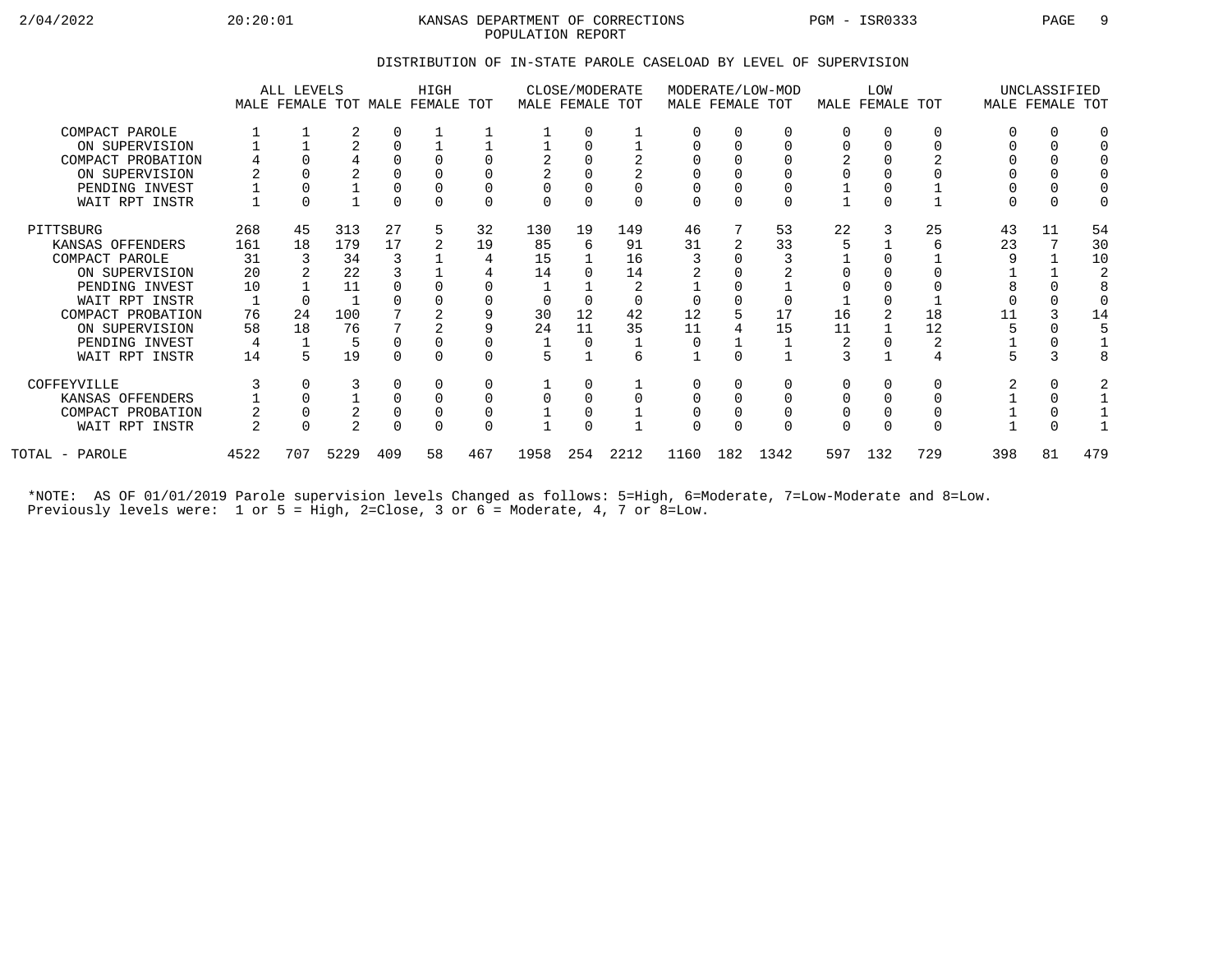KANSAS DEPARTMENT OF CORRECTIONS
POPULATION REPORT

DISTRIBUTION OF IN-STATE PAROLE CASELOAD BY LEVEL OF SUPERVISION

| | ALL LEVELS | | | HIGH | | | CLOSE/MODERATE | | | MODERATE/LOW-MOD | | | LOW | | | UNCLASSIFIED | | |
|---|---|---|---|---|---|---|---|---|---|---|---|---|---|---|---|---|---|---|
| | MALE | FEMALE | TOT | MALE | FEMALE | TOT | MALE | FEMALE | TOT | MALE | FEMALE | TOT | MALE | FEMALE | TOT | MALE | FEMALE | TOT |
| COMPACT PAROLE | 1 | 1 | 2 | 0 | 1 | 1 | 1 | 0 | 1 | 0 | 0 | 0 | 0 | 0 | 0 | 0 | 0 | 0 |
| ON SUPERVISION | 1 | 1 | 2 | 0 | 1 | 1 | 1 | 0 | 1 | 0 | 0 | 0 | 0 | 0 | 0 | 0 | 0 | 0 |
| COMPACT PROBATION | 4 | 0 | 4 | 0 | 0 | 0 | 2 | 0 | 2 | 0 | 0 | 0 | 2 | 0 | 2 | 0 | 0 | 0 |
| ON SUPERVISION | 2 | 0 | 2 | 0 | 0 | 0 | 2 | 0 | 2 | 0 | 0 | 0 | 0 | 0 | 0 | 0 | 0 | 0 |
| PENDING INVEST | 1 | 0 | 1 | 0 | 0 | 0 | 0 | 0 | 0 | 0 | 0 | 0 | 1 | 0 | 1 | 0 | 0 | 0 |
| WAIT RPT INSTR | 1 | 0 | 1 | 0 | 0 | 0 | 0 | 0 | 0 | 0 | 0 | 0 | 1 | 0 | 1 | 0 | 0 | 0 |
| PITTSBURG | 268 | 45 | 313 | 27 | 5 | 32 | 130 | 19 | 149 | 46 | 7 | 53 | 22 | 3 | 25 | 43 | 11 | 54 |
| KANSAS OFFENDERS | 161 | 18 | 179 | 17 | 2 | 19 | 85 | 6 | 91 | 31 | 2 | 33 | 5 | 1 | 6 | 23 | 7 | 30 |
| COMPACT PAROLE | 31 | 3 | 34 | 3 | 1 | 4 | 15 | 1 | 16 | 3 | 0 | 3 | 1 | 0 | 1 | 9 | 1 | 10 |
| ON SUPERVISION | 20 | 2 | 22 | 3 | 1 | 4 | 14 | 0 | 14 | 2 | 0 | 2 | 0 | 0 | 0 | 1 | 1 | 2 |
| PENDING INVEST | 10 | 1 | 11 | 0 | 0 | 0 | 1 | 1 | 2 | 1 | 0 | 1 | 0 | 0 | 0 | 8 | 0 | 8 |
| WAIT RPT INSTR | 1 | 0 | 1 | 0 | 0 | 0 | 0 | 0 | 0 | 0 | 0 | 0 | 1 | 0 | 1 | 0 | 0 | 0 |
| COMPACT PROBATION | 76 | 24 | 100 | 7 | 2 | 9 | 30 | 12 | 42 | 12 | 5 | 17 | 16 | 2 | 18 | 11 | 3 | 14 |
| ON SUPERVISION | 58 | 18 | 76 | 7 | 2 | 9 | 24 | 11 | 35 | 11 | 4 | 15 | 11 | 1 | 12 | 5 | 0 | 5 |
| PENDING INVEST | 4 | 1 | 5 | 0 | 0 | 0 | 1 | 0 | 1 | 0 | 1 | 1 | 2 | 0 | 2 | 1 | 0 | 1 |
| WAIT RPT INSTR | 14 | 5 | 19 | 0 | 0 | 0 | 5 | 1 | 6 | 1 | 0 | 1 | 3 | 1 | 4 | 5 | 3 | 8 |
| COFFEYVILLE | 3 | 0 | 3 | 0 | 0 | 0 | 1 | 0 | 1 | 0 | 0 | 0 | 0 | 0 | 0 | 2 | 0 | 2 |
| KANSAS OFFENDERS | 1 | 0 | 1 | 0 | 0 | 0 | 0 | 0 | 0 | 0 | 0 | 0 | 0 | 0 | 0 | 1 | 0 | 1 |
| COMPACT PROBATION | 2 | 0 | 2 | 0 | 0 | 0 | 1 | 0 | 1 | 0 | 0 | 0 | 0 | 0 | 0 | 1 | 0 | 1 |
| WAIT RPT INSTR | 2 | 0 | 2 | 0 | 0 | 0 | 1 | 0 | 1 | 0 | 0 | 0 | 0 | 0 | 0 | 1 | 0 | 1 |
| TOTAL - PAROLE | 4522 | 707 | 5229 | 409 | 58 | 467 | 1958 | 254 | 2212 | 1160 | 182 | 1342 | 597 | 132 | 729 | 398 | 81 | 479 |

*NOTE: AS OF 01/01/2019 Parole supervision levels Changed as follows: 5=High, 6=Moderate, 7=Low-Moderate and 8=Low.
Previously levels were: 1 or 5 = High, 2=Close, 3 or 6 = Moderate, 4, 7 or 8=Low.